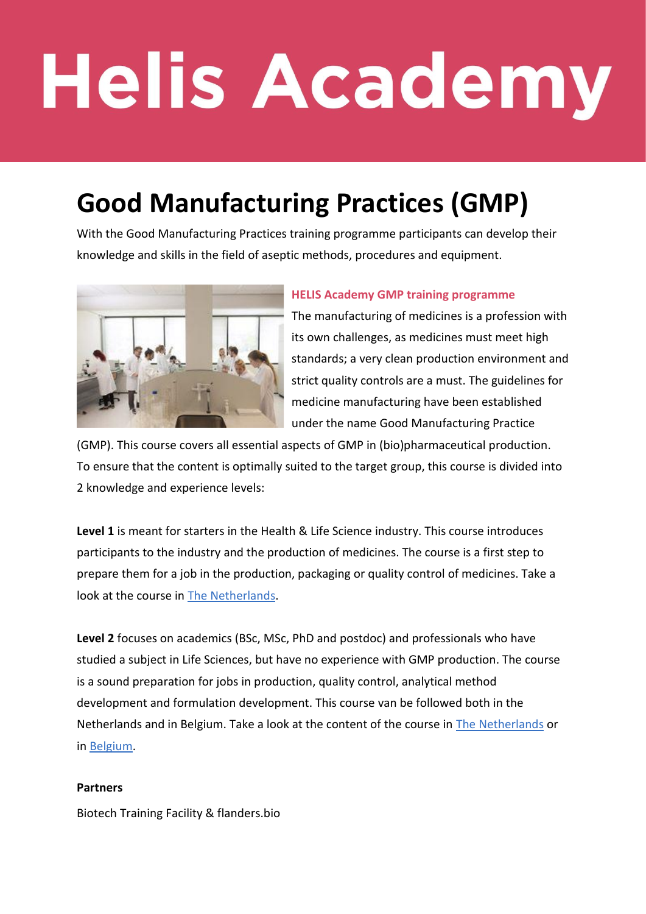# Helis Academy

# Good Manufacturing Practices (GMP)

With the Good Manufacturing Practices training programme participants can develop their knowledge and skills in the field of aseptic methods, procedures and equipment.

**HELIS Academy GMP training programme**

The manufacturing of medicines is a profession with its own challenges, as medicines must meet high standards; a very clean production environment and strict quality controls are a must. The guidelines for medicine manufacturing have been established under the name Good Manufacturing Practice (GMP). This course covers all essential aspects of GMP in (bio)pharmaceutical production. To ensure that the content is optimally suited to the target group, this course is divided into 2 knowledge and experience levels:

**Level 1** is meant for starters in the Health & Life Science industry. This course introduces participants to the industry and the production of medicines. The course is a first step to prepare them for a job in the production, packaging or quality control of medicines. Take a look at the course in The Netherlands.

**Level 2** focuses on academics (BSc, MSc, PhD and postdoc) and professionals who have studied a subject in Life Sciences, but have no experience with GMP production. The course is a sound preparation for jobs in production, quality control, analytical method development and formulation development. This course van be followed both in the Netherlands and in Belgium. Take a look at the content of the course in The Netherlands or in Belgium.

**Partners**

Biotech Training Facility & flanders.bio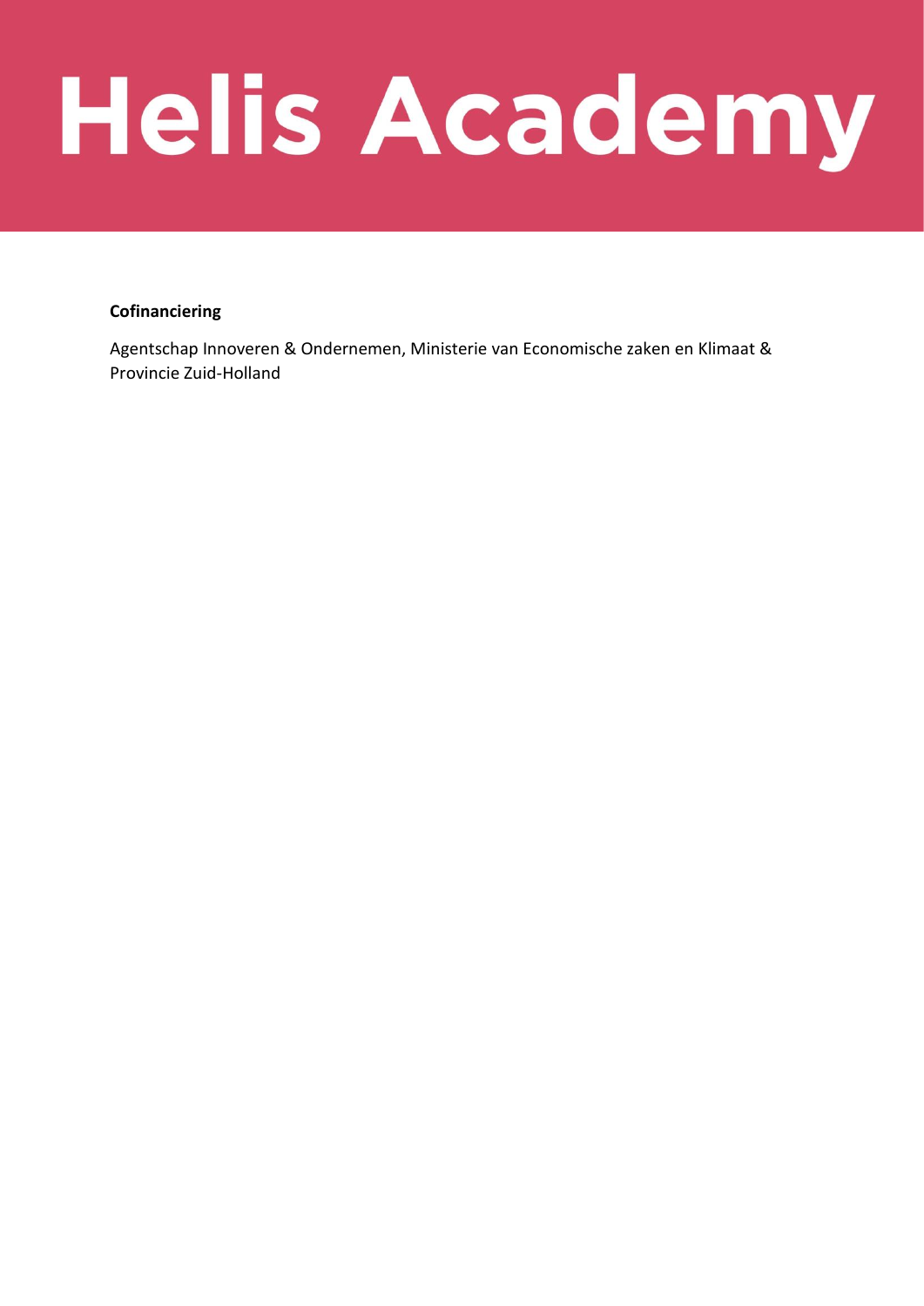# Helis Academy

**Cofinanciering**

Agentschap Innoveren & Ondernemen, Ministerie van Economische zaken en Klimaat & Provincie Zuid-Holland